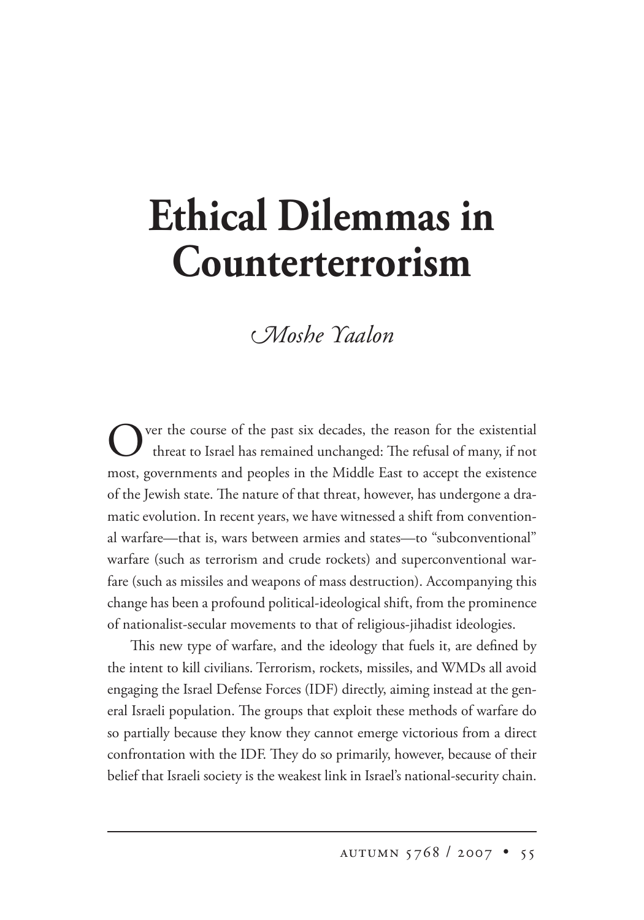# Ethical Dilemmas in Counterterrorism

*Moshe Yaalon*

Over the course of the past six decades, the reason for the existential threat to Israel has remained unchanged: The refusal of many, if not most, governments and peoples in the Middle East to accept the existence of the Jewish state. The nature of that threat, however, has undergone a dramatic evolution. In recent years, we have witnessed a shift from conventional warfare—that is, wars between armies and states—to "subconventional" warfare (such as terrorism and crude rockets) and superconventional warfare (such as missiles and weapons of mass destruction). Accompanying this change has been a profound political-ideological shift, from the prominence of nationalist-secular movements to that of religious-jihadist ideologies.

This new type of warfare, and the ideology that fuels it, are defined by the intent to kill civilians. Terrorism, rockets, missiles, and WMDs all avoid engaging the Israel Defense Forces (IDF) directly, aiming instead at the general Israeli population. The groups that exploit these methods of warfare do so partially because they know they cannot emerge victorious from a direct confrontation with the IDF. They do so primarily, however, because of their belief that Israeli society is the weakest link in Israel's national-security chain.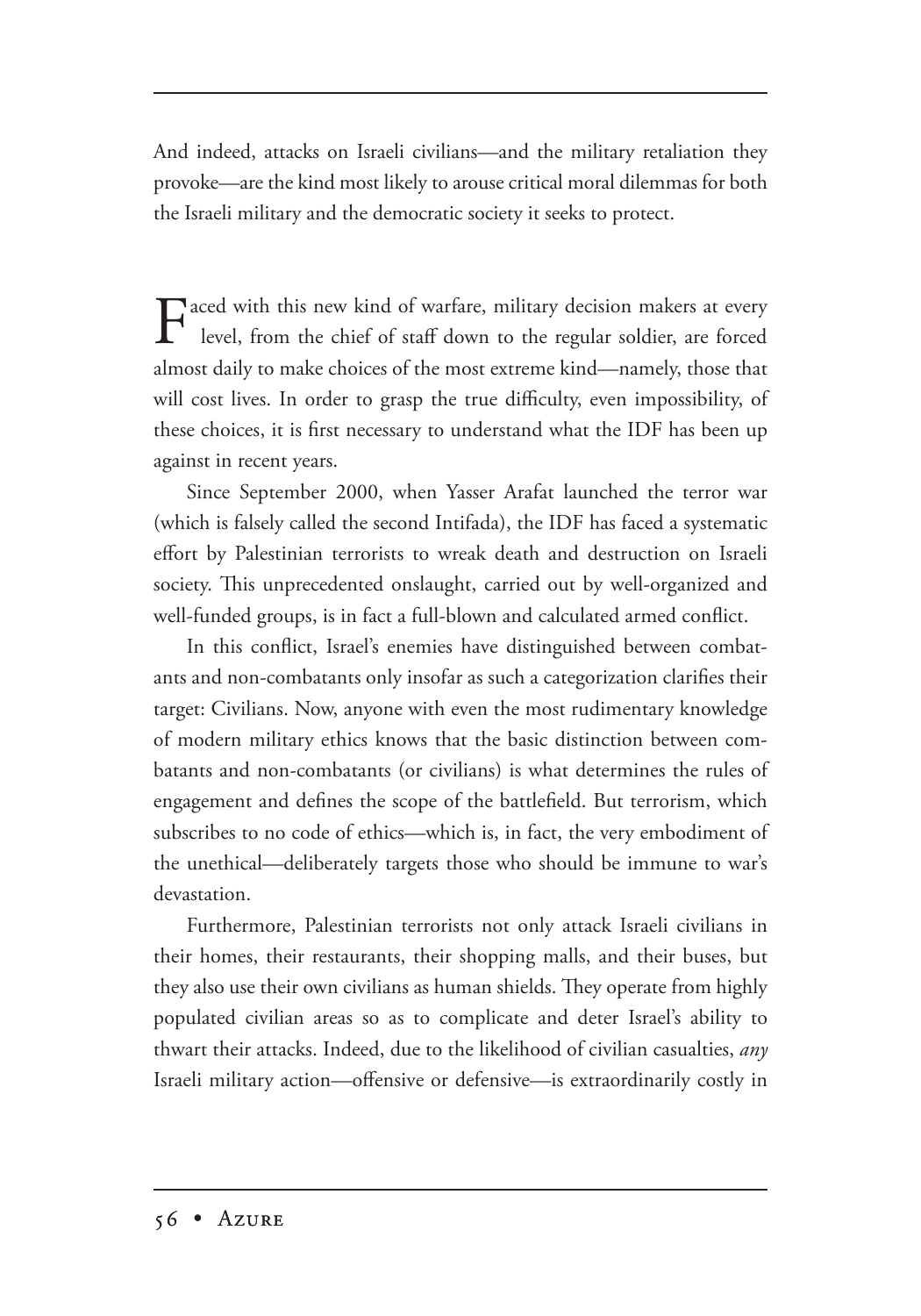And indeed, attacks on Israeli civilians—and the military retaliation they provoke—are the kind most likely to arouse critical moral dilemmas for both the Israeli military and the democratic society it seeks to protect.

Faced with this new kind of warfare, military decision makers at every level, from the chief of staff down to the regular soldier, are forced almost daily to make choices of the most extreme kind—namely, those that will cost lives. In order to grasp the true difficulty, even impossibility, of these choices, it is first necessary to understand what the IDF has been up against in recent years.

Since September 2000, when Yasser Arafat launched the terror war (which is falsely called the second Intifada), the IDF has faced a systematic effort by Palestinian terrorists to wreak death and destruction on Israeli society. This unprecedented onslaught, carried out by well-organized and well-funded groups, is in fact a full-blown and calculated armed conflict.

In this conflict, Israel's enemies have distinguished between combatants and non-combatants only insofar as such a categorization clarifies their target: Civilians. Now, anyone with even the most rudimentary knowledge of modern military ethics knows that the basic distinction between combatants and non-combatants (or civilians) is what determines the rules of engagement and defines the scope of the battlefield. But terrorism, which subscribes to no code of ethics—which is, in fact, the very embodiment of the unethical—deliberately targets those who should be immune to war's devastation.

Furthermore, Palestinian terrorists not only attack Israeli civilians in their homes, their restaurants, their shopping malls, and their buses, but they also use their own civilians as human shields. They operate from highly populated civilian areas so as to complicate and deter Israel's ability to thwart their attacks. Indeed, due to the likelihood of civilian casualties, *any* Israeli military action—offensive or defensive—is extraordinarily costly in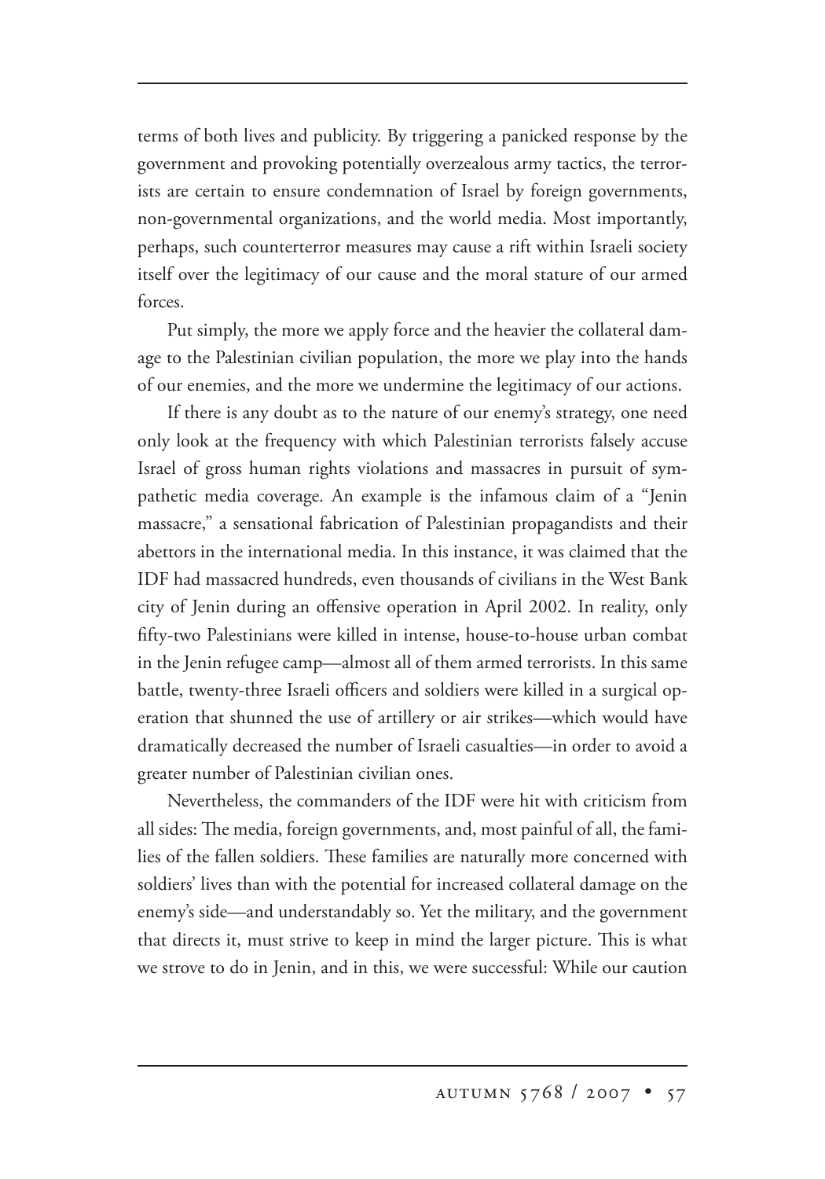terms of both lives and publicity. By triggering a panicked response by the government and provoking potentially overzealous army tactics, the terrorists are certain to ensure condemnation of Israel by foreign governments, non-governmental organizations, and the world media. Most importantly, perhaps, such counterterror measures may cause a rift within Israeli society itself over the legitimacy of our cause and the moral stature of our armed forces.

Put simply, the more we apply force and the heavier the collateral damage to the Palestinian civilian population, the more we play into the hands of our enemies, and the more we undermine the legitimacy of our actions.

If there is any doubt as to the nature of our enemy's strategy, one need only look at the frequency with which Palestinian terrorists falsely accuse Israel of gross human rights violations and massacres in pursuit of sympathetic media coverage. An example is the infamous claim of a "Jenin massacre," a sensational fabrication of Palestinian propagandists and their abettors in the international media. In this instance, it was claimed that the IDF had massacred hundreds, even thousands of civilians in the West Bank city of Jenin during an offensive operation in April 2002. In reality, only fifty-two Palestinians were killed in intense, house-to-house urban combat in the Jenin refugee camp—almost all of them armed terrorists. In this same battle, twenty-three Israeli officers and soldiers were killed in a surgical operation that shunned the use of artillery or air strikes—which would have dramatically decreased the number of Israeli casualties—in order to avoid a greater number of Palestinian civilian ones.

Nevertheless, the commanders of the IDF were hit with criticism from all sides: The media, foreign governments, and, most painful of all, the families of the fallen soldiers. These families are naturally more concerned with soldiers' lives than with the potential for increased collateral damage on the enemy's side—and understandably so. Yet the military, and the government that directs it, must strive to keep in mind the larger picture. This is what we strove to do in Jenin, and in this, we were successful: While our caution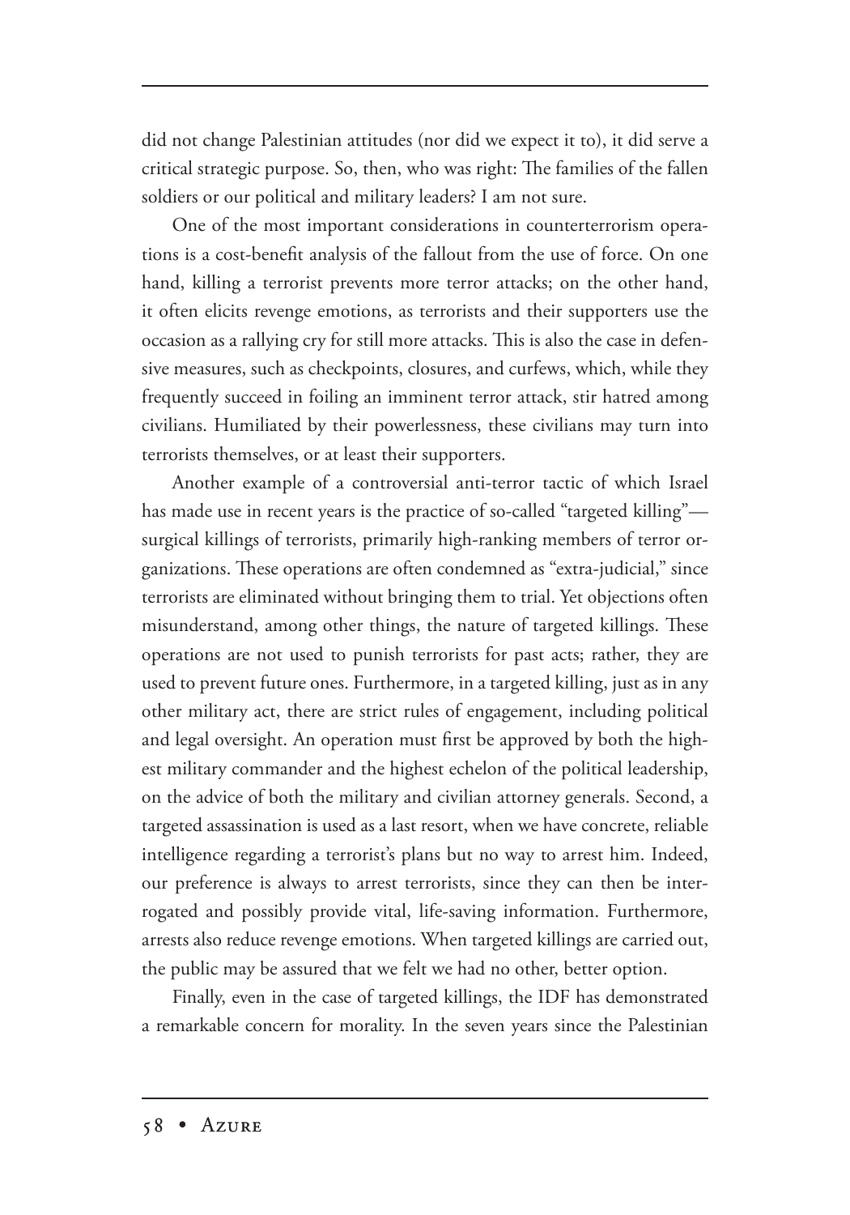did not change Palestinian attitudes (nor did we expect it to), it did serve a critical strategic purpose. So, then, who was right: The families of the fallen soldiers or our political and military leaders? I am not sure.

One of the most important considerations in counterterrorism operations is a cost-benefit analysis of the fallout from the use of force. On one hand, killing a terrorist prevents more terror attacks; on the other hand, it often elicits revenge emotions, as terrorists and their supporters use the occasion as a rallying cry for still more attacks. This is also the case in defensive measures, such as checkpoints, closures, and curfews, which, while they frequently succeed in foiling an imminent terror attack, stir hatred among civilians. Humiliated by their powerlessness, these civilians may turn into terrorists themselves, or at least their supporters.

Another example of a controversial anti-terror tactic of which Israel has made use in recent years is the practice of so-called "targeted killing"—surgical killings of terrorists, primarily high-ranking members of terror organizations. These operations are often condemned as "extra-judicial," since terrorists are eliminated without bringing them to trial. Yet objections often misunderstand, among other things, the nature of targeted killings. These operations are not used to punish terrorists for past acts; rather, they are used to prevent future ones. Furthermore, in a targeted killing, just as in any other military act, there are strict rules of engagement, including political and legal oversight. An operation must first be approved by both the highest military commander and the highest echelon of the political leadership, on the advice of both the military and civilian attorney generals. Second, a targeted assassination is used as a last resort, when we have concrete, reliable intelligence regarding a terrorist's plans but no way to arrest him. Indeed, our preference is always to arrest terrorists, since they can then be interrogated and possibly provide vital, life-saving information. Furthermore, arrests also reduce revenge emotions. When targeted killings are carried out, the public may be assured that we felt we had no other, better option.

Finally, even in the case of targeted killings, the IDF has demonstrated a remarkable concern for morality. In the seven years since the Palestinian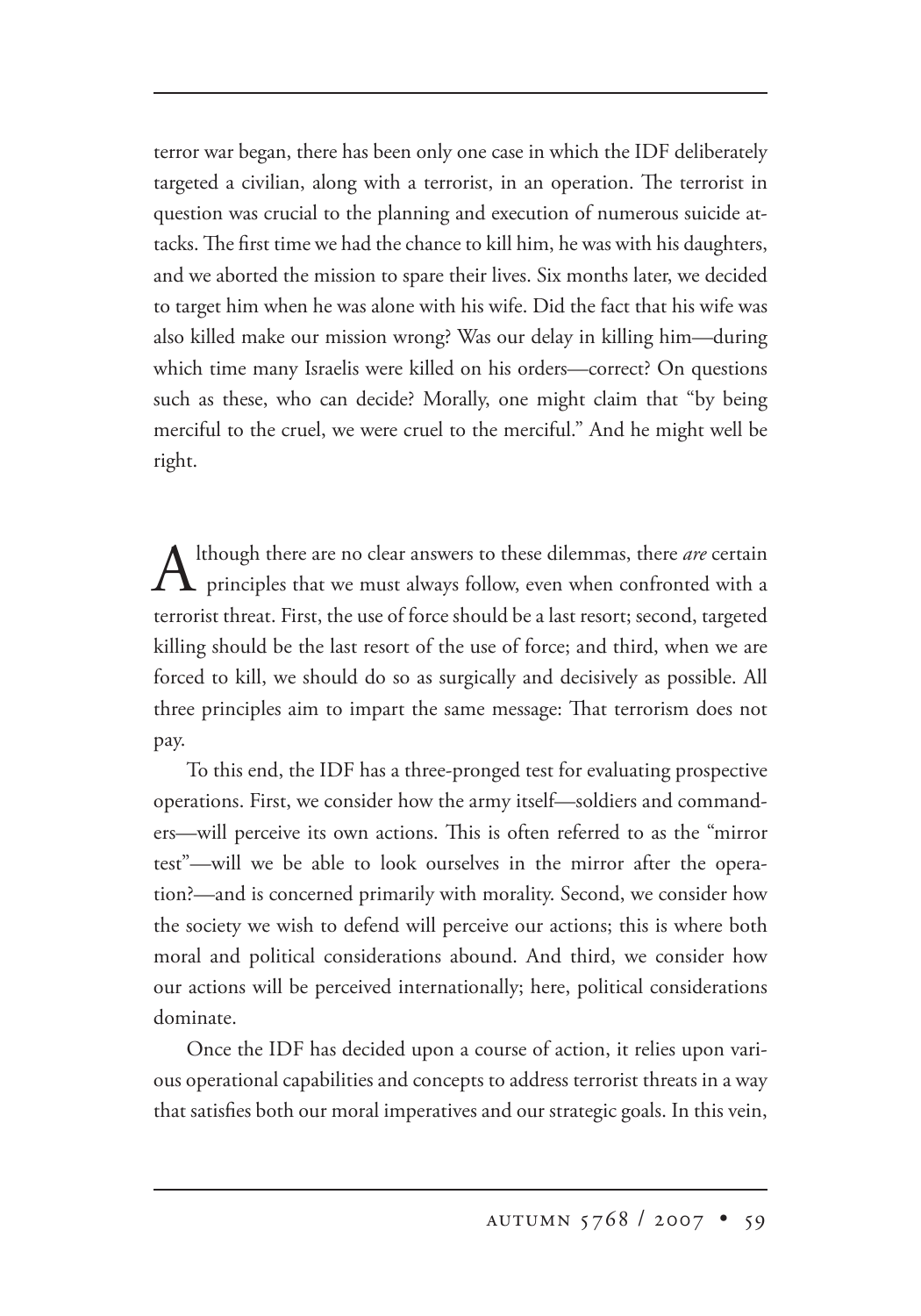terror war began, there has been only one case in which the IDF deliberately targeted a civilian, along with a terrorist, in an operation. The terrorist in question was crucial to the planning and execution of numerous suicide attacks. The first time we had the chance to kill him, he was with his daughters, and we aborted the mission to spare their lives. Six months later, we decided to target him when he was alone with his wife. Did the fact that his wife was also killed make our mission wrong? Was our delay in killing him—during which time many Israelis were killed on his orders—correct? On questions such as these, who can decide? Morally, one might claim that "by being merciful to the cruel, we were cruel to the merciful." And he might well be right.

Although there are no clear answers to these dilemmas, there *are* certain principles that we must always follow, even when confronted with a terrorist threat. First, the use of force should be a last resort; second, targeted killing should be the last resort of the use of force; and third, when we are forced to kill, we should do so as surgically and decisively as possible. All three principles aim to impart the same message: That terrorism does not pay.

To this end, the IDF has a three-pronged test for evaluating prospective operations. First, we consider how the army itself—soldiers and commanders—will perceive its own actions. This is often referred to as the "mirror test"—will we be able to look ourselves in the mirror after the operation?—and is concerned primarily with morality. Second, we consider how the society we wish to defend will perceive our actions; this is where both moral and political considerations abound. And third, we consider how our actions will be perceived internationally; here, political considerations dominate.

Once the IDF has decided upon a course of action, it relies upon various operational capabilities and concepts to address terrorist threats in a way that satisfies both our moral imperatives and our strategic goals. In this vein,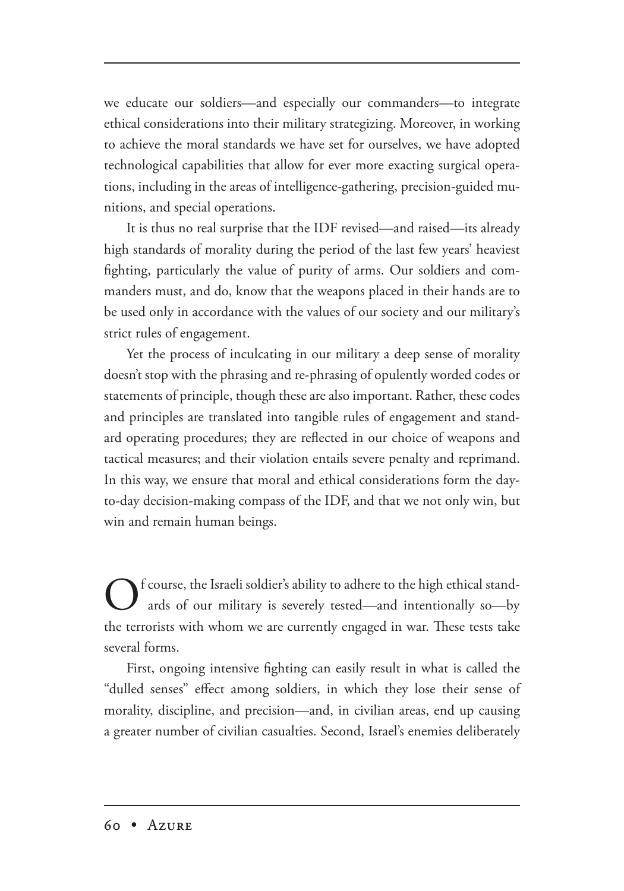we educate our soldiers—and especially our commanders—to integrate ethical considerations into their military strategizing. Moreover, in working to achieve the moral standards we have set for ourselves, we have adopted technological capabilities that allow for ever more exacting surgical operations, including in the areas of intelligence-gathering, precision-guided munitions, and special operations.

It is thus no real surprise that the IDF revised—and raised—its already high standards of morality during the period of the last few years' heaviest fighting, particularly the value of purity of arms. Our soldiers and commanders must, and do, know that the weapons placed in their hands are to be used only in accordance with the values of our society and our military's strict rules of engagement.

Yet the process of inculcating in our military a deep sense of morality doesn't stop with the phrasing and re-phrasing of opulently worded codes or statements of principle, though these are also important. Rather, these codes and principles are translated into tangible rules of engagement and standard operating procedures; they are reflected in our choice of weapons and tactical measures; and their violation entails severe penalty and reprimand. In this way, we ensure that moral and ethical considerations form the day-to-day decision-making compass of the IDF, and that we not only win, but win and remain human beings.

Of course, the Israeli soldier's ability to adhere to the high ethical standards of our military is severely tested—and intentionally so—by the terrorists with whom we are currently engaged in war. These tests take several forms.

First, ongoing intensive fighting can easily result in what is called the "dulled senses" effect among soldiers, in which they lose their sense of morality, discipline, and precision—and, in civilian areas, end up causing a greater number of civilian casualties. Second, Israel's enemies deliberately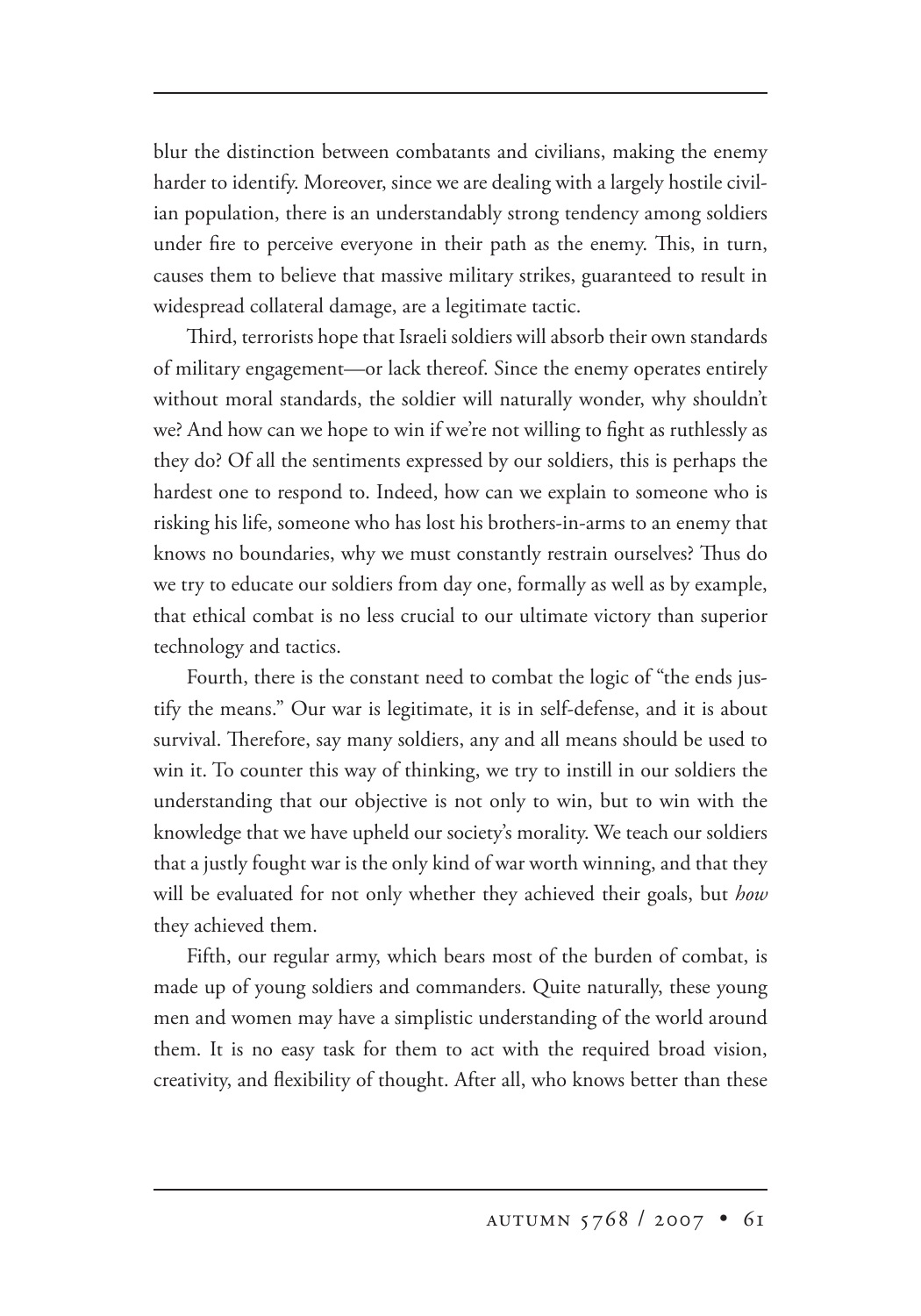blur the distinction between combatants and civilians, making the enemy harder to identify. Moreover, since we are dealing with a largely hostile civilian population, there is an understandably strong tendency among soldiers under fire to perceive everyone in their path as the enemy. This, in turn, causes them to believe that massive military strikes, guaranteed to result in widespread collateral damage, are a legitimate tactic.

Third, terrorists hope that Israeli soldiers will absorb their own standards of military engagement—or lack thereof. Since the enemy operates entirely without moral standards, the soldier will naturally wonder, why shouldn't we? And how can we hope to win if we're not willing to fight as ruthlessly as they do? Of all the sentiments expressed by our soldiers, this is perhaps the hardest one to respond to. Indeed, how can we explain to someone who is risking his life, someone who has lost his brothers-in-arms to an enemy that knows no boundaries, why we must constantly restrain ourselves? Thus do we try to educate our soldiers from day one, formally as well as by example, that ethical combat is no less crucial to our ultimate victory than superior technology and tactics.

Fourth, there is the constant need to combat the logic of "the ends justify the means." Our war is legitimate, it is in self-defense, and it is about survival. Therefore, say many soldiers, any and all means should be used to win it. To counter this way of thinking, we try to instill in our soldiers the understanding that our objective is not only to win, but to win with the knowledge that we have upheld our society's morality. We teach our soldiers that a justly fought war is the only kind of war worth winning, and that they will be evaluated for not only whether they achieved their goals, but *how* they achieved them.

Fifth, our regular army, which bears most of the burden of combat, is made up of young soldiers and commanders. Quite naturally, these young men and women may have a simplistic understanding of the world around them. It is no easy task for them to act with the required broad vision, creativity, and flexibility of thought. After all, who knows better than these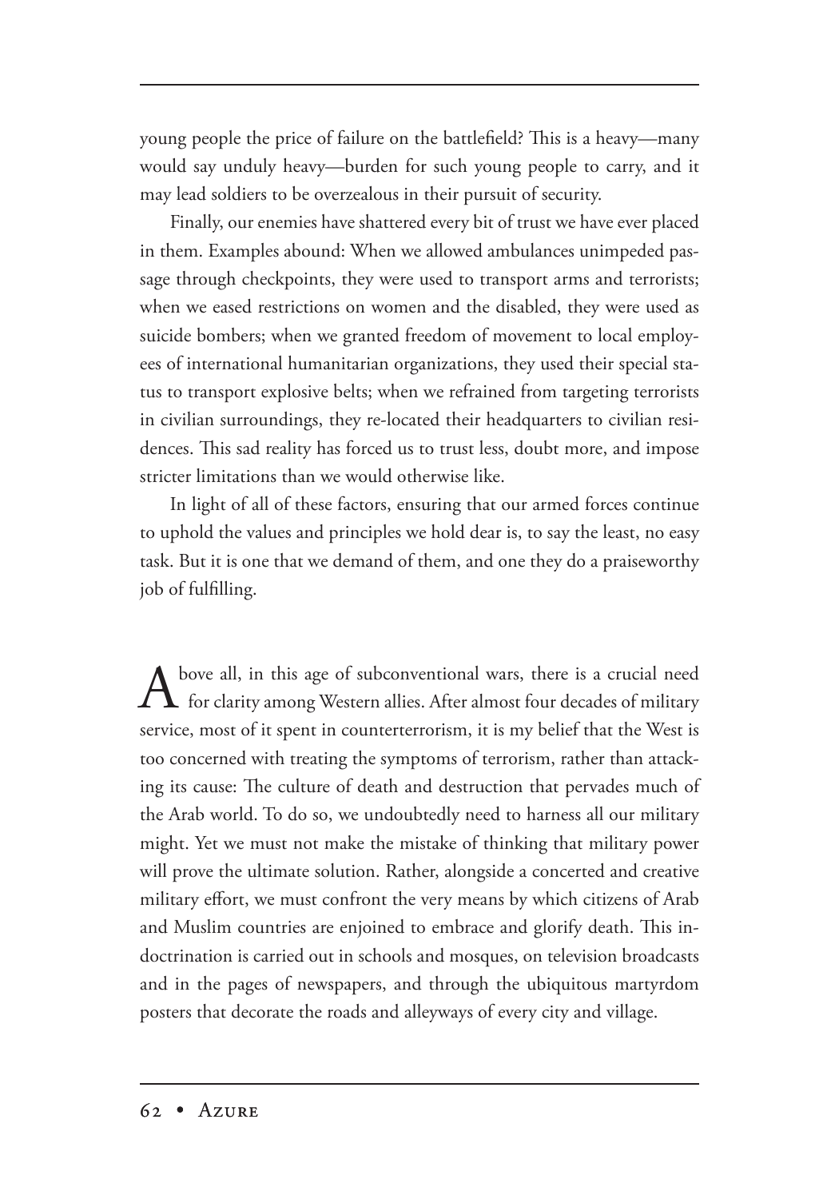young people the price of failure on the battlefield? This is a heavy—many would say unduly heavy—burden for such young people to carry, and it may lead soldiers to be overzealous in their pursuit of security.

Finally, our enemies have shattered every bit of trust we have ever placed in them. Examples abound: When we allowed ambulances unimpeded passage through checkpoints, they were used to transport arms and terrorists; when we eased restrictions on women and the disabled, they were used as suicide bombers; when we granted freedom of movement to local employees of international humanitarian organizations, they used their special status to transport explosive belts; when we refrained from targeting terrorists in civilian surroundings, they re-located their headquarters to civilian residences. This sad reality has forced us to trust less, doubt more, and impose stricter limitations than we would otherwise like.

In light of all of these factors, ensuring that our armed forces continue to uphold the values and principles we hold dear is, to say the least, no easy task. But it is one that we demand of them, and one they do a praiseworthy job of fulfilling.

Above all, in this age of subconventional wars, there is a crucial need for clarity among Western allies. After almost four decades of military service, most of it spent in counterterrorism, it is my belief that the West is too concerned with treating the symptoms of terrorism, rather than attacking its cause: The culture of death and destruction that pervades much of the Arab world. To do so, we undoubtedly need to harness all our military might. Yet we must not make the mistake of thinking that military power will prove the ultimate solution. Rather, alongside a concerted and creative military effort, we must confront the very means by which citizens of Arab and Muslim countries are enjoined to embrace and glorify death. This indoctrination is carried out in schools and mosques, on television broadcasts and in the pages of newspapers, and through the ubiquitous martyrdom posters that decorate the roads and alleyways of every city and village.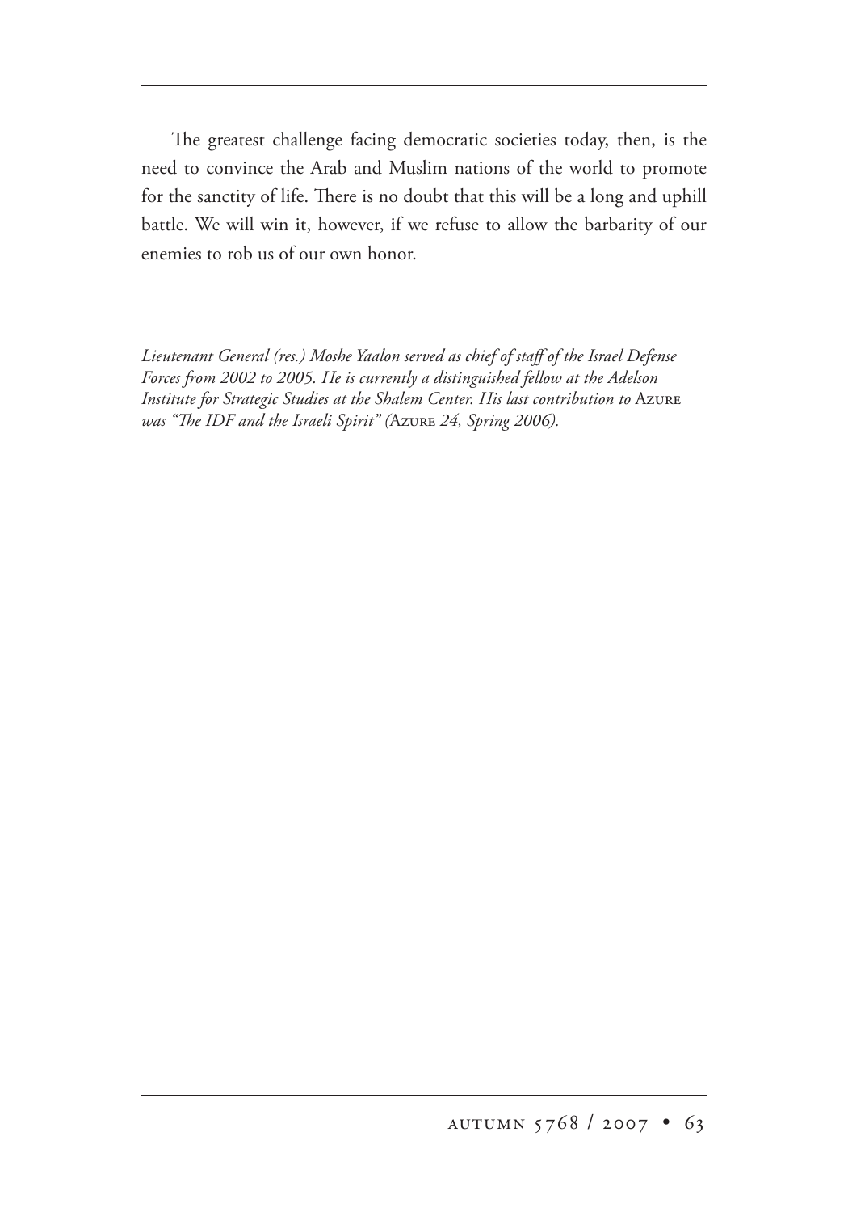The greatest challenge facing democratic societies today, then, is the need to convince the Arab and Muslim nations of the world to promote for the sanctity of life. There is no doubt that this will be a long and uphill battle. We will win it, however, if we refuse to allow the barbarity of our enemies to rob us of our own honor.

---

*Lieutenant General (res.) Moshe Yaalon served as chief of staff of the Israel Defense Forces from 2002 to 2005. He is currently a distinguished fellow at the Adelson Institute for Strategic Studies at the Shalem Center. His last contribution to* Azure *was "The IDF and the Israeli Spirit" (*Azure *24, Spring 2006).*